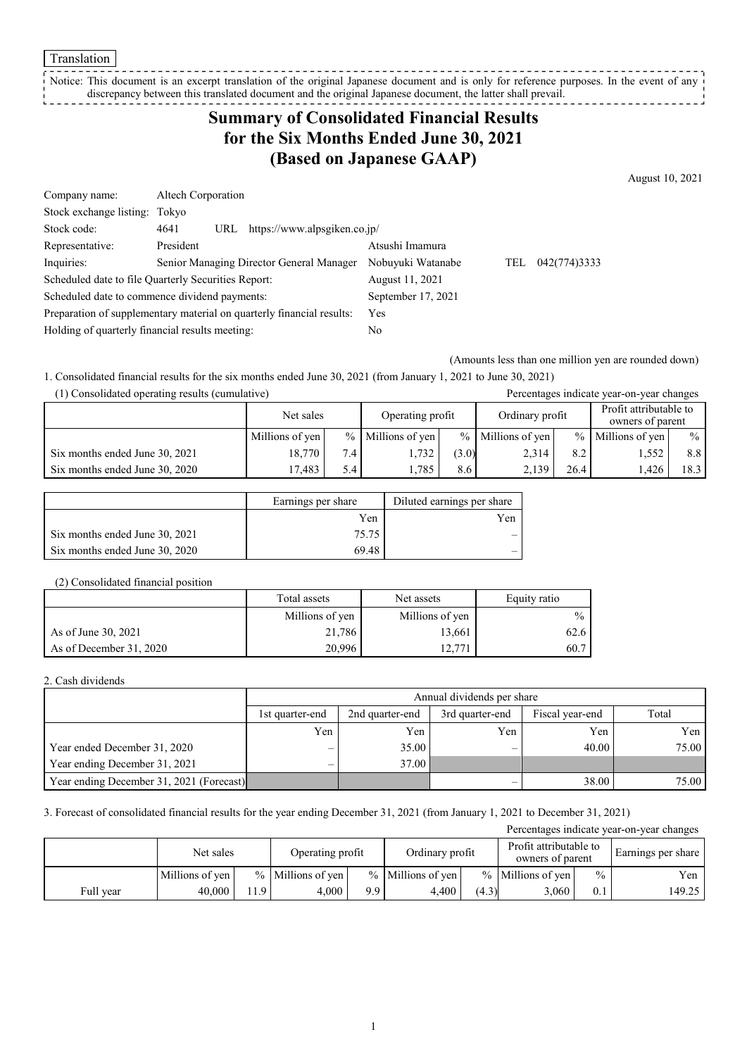Translation

Notice: This document is an excerpt translation of the original Japanese document and is only for reference purposes. In the event of any discrepancy between this translated document and the original Japanese document, the latter shall prevail.

# Summary of Consolidated Financial Results for the Six Months Ended June 30, 2021 (Based on Japanese GAAP)

August 10, 2021

| | | |
|---|---|---|
| Company name: | Altech Corporation | |
| Stock exchange listing: | Tokyo | |
| Stock code: | 4641 | URL https://www.alpsgiken.co.jp/ |
| Representative: | President | Atsushi Imamura |
| Inquiries: | Senior Managing Director General Manager | Nobuyuki Watanabe TEL 042(774)3333 |
| Scheduled date to file Quarterly Securities Report: | | August 11, 2021 |
| Scheduled date to commence dividend payments: | | September 17, 2021 |
| Preparation of supplementary material on quarterly financial results: | | Yes |
| Holding of quarterly financial results meeting: | | No |

(Amounts less than one million yen are rounded down)

1. Consolidated financial results for the six months ended June 30, 2021 (from January 1, 2021 to June 30, 2021)

(1) Consolidated operating results (cumulative)

Percentages indicate year-on-year changes

| | Net sales | | Operating profit | | Ordinary profit | | Profit attributable to owners of parent | |
|---|---|---|---|---|---|---|---|---|
| | Millions of yen | % | Millions of yen | % | Millions of yen | % | Millions of yen | % |
| Six months ended June 30, 2021 | 18,770 | 7.4 | 1,732 | (3.0) | 2,314 | 8.2 | 1,552 | 8.8 |
| Six months ended June 30, 2020 | 17,483 | 5.4 | 1,785 | 8.6 | 2,139 | 26.4 | 1,426 | 18.3 |

| | Earnings per share | Diluted earnings per share |
|---|---|---|
| | Yen | Yen |
| Six months ended June 30, 2021 | 75.75 | – |
| Six months ended June 30, 2020 | 69.48 | – |

(2) Consolidated financial position

| | Total assets | Net assets | Equity ratio |
|---|---|---|---|
| | Millions of yen | Millions of yen | % |
| As of June 30, 2021 | 21,786 | 13,661 | 62.6 |
| As of December 31, 2020 | 20,996 | 12,771 | 60.7 |

2. Cash dividends

| | Annual dividends per share | | | | |
|---|---|---|---|---|---|
| | 1st quarter-end | 2nd quarter-end | 3rd quarter-end | Fiscal year-end | Total |
| | Yen | Yen | Yen | Yen | Yen |
| Year ended December 31, 2020 | – | 35.00 | – | 40.00 | 75.00 |
| Year ending December 31, 2021 | – | 37.00 | | | |
| Year ending December 31, 2021 (Forecast) | | | – | 38.00 | 75.00 |

3. Forecast of consolidated financial results for the year ending December 31, 2021 (from January 1, 2021 to December 31, 2021)

Percentages indicate year-on-year changes

| | Net sales | | Operating profit | | Ordinary profit | | Profit attributable to owners of parent | | Earnings per share |
|---|---|---|---|---|---|---|---|---|---|
| | Millions of yen | % | Millions of yen | % | Millions of yen | % | Millions of yen | % | Yen |
| Full year | 40,000 | 11.9 | 4,000 | 9.9 | 4,400 | (4.3) | 3,060 | 0.1 | 149.25 |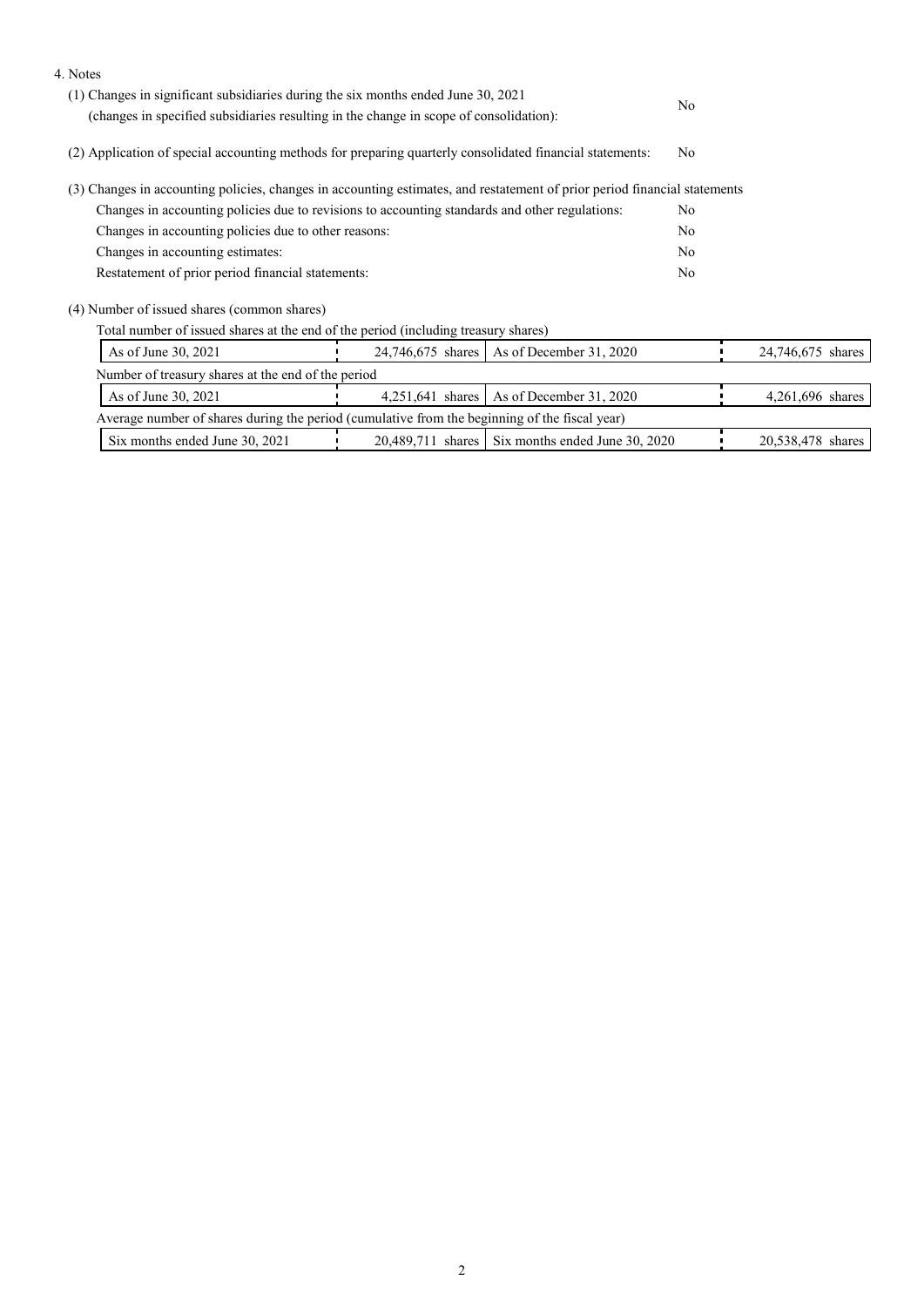4. Notes

(1) Changes in significant subsidiaries during the six months ended June 30, 2021 (changes in specified subsidiaries resulting in the change in scope of consolidation): No

(2) Application of special accounting methods for preparing quarterly consolidated financial statements: No

(3) Changes in accounting policies, changes in accounting estimates, and restatement of prior period financial statements

| | |
|---|---|
| Changes in accounting policies due to revisions to accounting standards and other regulations: | No |
| Changes in accounting policies due to other reasons: | No |
| Changes in accounting estimates: | No |
| Restatement of prior period financial statements: | No |

(4) Number of issued shares (common shares)

Total number of issued shares at the end of the period (including treasury shares)

| | | | |
|---|---|---|---|
| As of June 30, 2021 | 24,746,675 shares | As of December 31, 2020 | 24,746,675 shares |

Number of treasury shares at the end of the period

| | | | |
|---|---|---|---|
| As of June 30, 2021 | 4,251,641 shares | As of December 31, 2020 | 4,261,696 shares |

Average number of shares during the period (cumulative from the beginning of the fiscal year)

| | | | |
|---|---|---|---|
| Six months ended June 30, 2021 | 20,489,711 shares | Six months ended June 30, 2020 | 20,538,478 shares |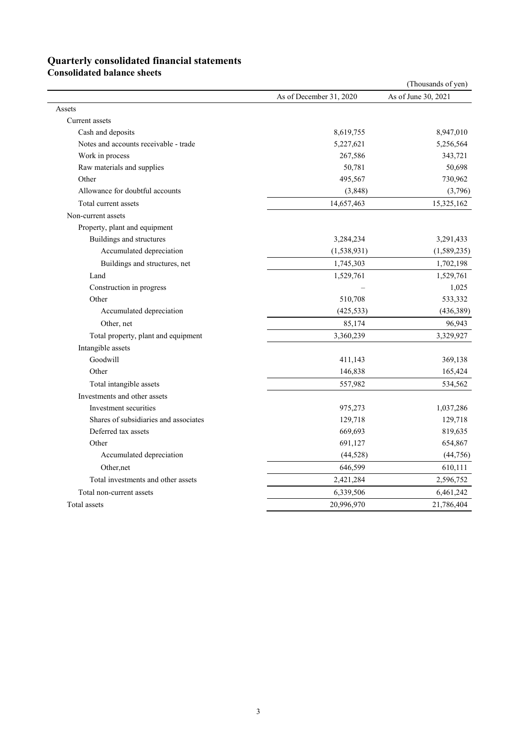# Quarterly consolidated financial statements

## Consolidated balance sheets

(Thousands of yen)

| | As of December 31, 2020 | As of June 30, 2021 |
|---|---|---|
| Assets | | |
| Current assets | | |
| Cash and deposits | 8,619,755 | 8,947,010 |
| Notes and accounts receivable - trade | 5,227,621 | 5,256,564 |
| Work in process | 267,586 | 343,721 |
| Raw materials and supplies | 50,781 | 50,698 |
| Other | 495,567 | 730,962 |
| Allowance for doubtful accounts | (3,848) | (3,796) |
| Total current assets | 14,657,463 | 15,325,162 |
| Non-current assets | | |
| Property, plant and equipment | | |
| Buildings and structures | 3,284,234 | 3,291,433 |
| Accumulated depreciation | (1,538,931) | (1,589,235) |
| Buildings and structures, net | 1,745,303 | 1,702,198 |
| Land | 1,529,761 | 1,529,761 |
| Construction in progress | – | 1,025 |
| Other | 510,708 | 533,332 |
| Accumulated depreciation | (425,533) | (436,389) |
| Other, net | 85,174 | 96,943 |
| Total property, plant and equipment | 3,360,239 | 3,329,927 |
| Intangible assets | | |
| Goodwill | 411,143 | 369,138 |
| Other | 146,838 | 165,424 |
| Total intangible assets | 557,982 | 534,562 |
| Investments and other assets | | |
| Investment securities | 975,273 | 1,037,286 |
| Shares of subsidiaries and associates | 129,718 | 129,718 |
| Deferred tax assets | 669,693 | 819,635 |
| Other | 691,127 | 654,867 |
| Accumulated depreciation | (44,528) | (44,756) |
| Other,net | 646,599 | 610,111 |
| Total investments and other assets | 2,421,284 | 2,596,752 |
| Total non-current assets | 6,339,506 | 6,461,242 |
| Total assets | 20,996,970 | 21,786,404 |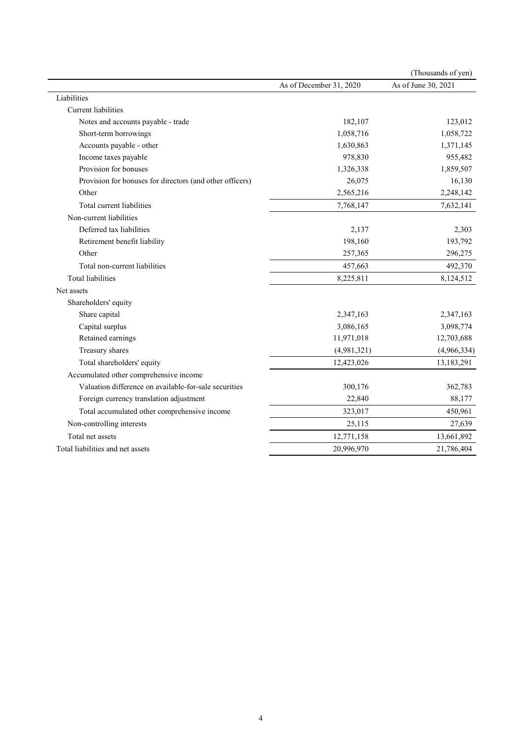(Thousands of yen)

| | As of December 31, 2020 | As of June 30, 2021 |
|---|---|---|
| Liabilities | | |
| Current liabilities | | |
| Notes and accounts payable - trade | 182,107 | 123,012 |
| Short-term borrowings | 1,058,716 | 1,058,722 |
| Accounts payable - other | 1,630,863 | 1,371,145 |
| Income taxes payable | 978,830 | 955,482 |
| Provision for bonuses | 1,326,338 | 1,859,507 |
| Provision for bonuses for directors (and other officers) | 26,075 | 16,130 |
| Other | 2,565,216 | 2,248,142 |
| Total current liabilities | 7,768,147 | 7,632,141 |
| Non-current liabilities | | |
| Deferred tax liabilities | 2,137 | 2,303 |
| Retirement benefit liability | 198,160 | 193,792 |
| Other | 257,365 | 296,275 |
| Total non-current liabilities | 457,663 | 492,370 |
| Total liabilities | 8,225,811 | 8,124,512 |
| Net assets | | |
| Shareholders' equity | | |
| Share capital | 2,347,163 | 2,347,163 |
| Capital surplus | 3,086,165 | 3,098,774 |
| Retained earnings | 11,971,018 | 12,703,688 |
| Treasury shares | (4,981,321) | (4,966,334) |
| Total shareholders' equity | 12,423,026 | 13,183,291 |
| Accumulated other comprehensive income | | |
| Valuation difference on available-for-sale securities | 300,176 | 362,783 |
| Foreign currency translation adjustment | 22,840 | 88,177 |
| Total accumulated other comprehensive income | 323,017 | 450,961 |
| Non-controlling interests | 25,115 | 27,639 |
| Total net assets | 12,771,158 | 13,661,892 |
| Total liabilities and net assets | 20,996,970 | 21,786,404 |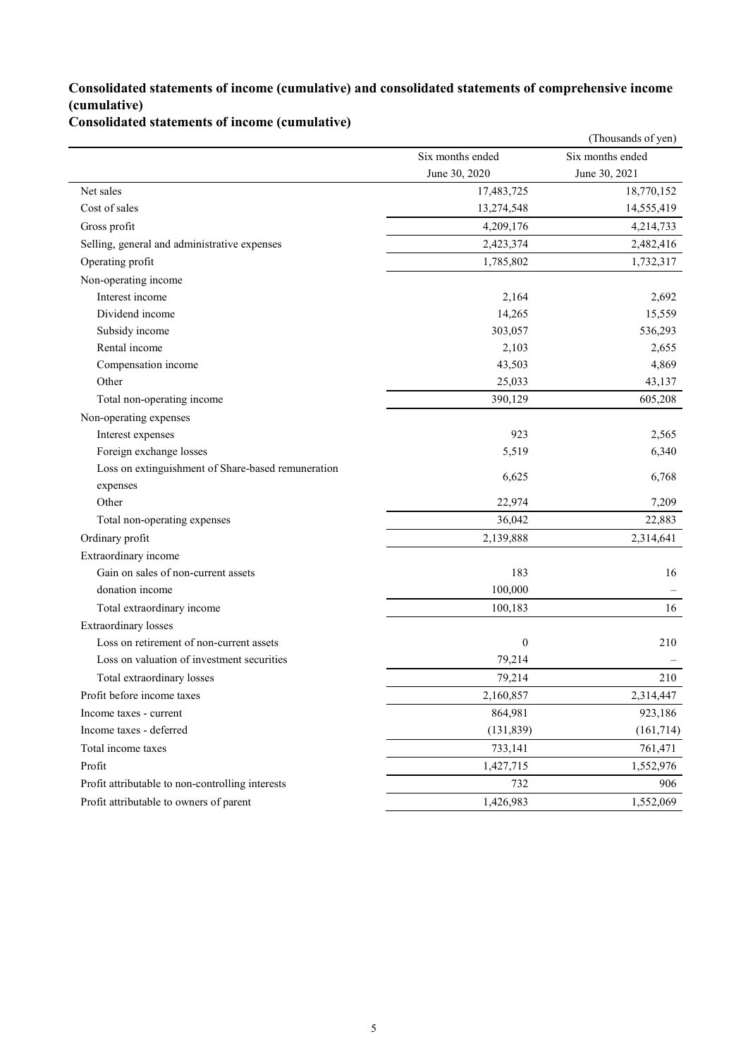## Consolidated statements of income (cumulative) and consolidated statements of comprehensive income (cumulative)

### Consolidated statements of income (cumulative)

(Thousands of yen)

| | Six months ended June 30, 2020 | Six months ended June 30, 2021 |
|---|---|---|
| Net sales | 17,483,725 | 18,770,152 |
| Cost of sales | 13,274,548 | 14,555,419 |
| Gross profit | 4,209,176 | 4,214,733 |
| Selling, general and administrative expenses | 2,423,374 | 2,482,416 |
| Operating profit | 1,785,802 | 1,732,317 |
| Non-operating income | | |
| Interest income | 2,164 | 2,692 |
| Dividend income | 14,265 | 15,559 |
| Subsidy income | 303,057 | 536,293 |
| Rental income | 2,103 | 2,655 |
| Compensation income | 43,503 | 4,869 |
| Other | 25,033 | 43,137 |
| Total non-operating income | 390,129 | 605,208 |
| Non-operating expenses | | |
| Interest expenses | 923 | 2,565 |
| Foreign exchange losses | 5,519 | 6,340 |
| Loss on extinguishment of Share-based remuneration expenses | 6,625 | 6,768 |
| Other | 22,974 | 7,209 |
| Total non-operating expenses | 36,042 | 22,883 |
| Ordinary profit | 2,139,888 | 2,314,641 |
| Extraordinary income | | |
| Gain on sales of non-current assets | 183 | 16 |
| donation income | 100,000 | – |
| Total extraordinary income | 100,183 | 16 |
| Extraordinary losses | | |
| Loss on retirement of non-current assets | 0 | 210 |
| Loss on valuation of investment securities | 79,214 | – |
| Total extraordinary losses | 79,214 | 210 |
| Profit before income taxes | 2,160,857 | 2,314,447 |
| Income taxes - current | 864,981 | 923,186 |
| Income taxes - deferred | (131,839) | (161,714) |
| Total income taxes | 733,141 | 761,471 |
| Profit | 1,427,715 | 1,552,976 |
| Profit attributable to non-controlling interests | 732 | 906 |
| Profit attributable to owners of parent | 1,426,983 | 1,552,069 |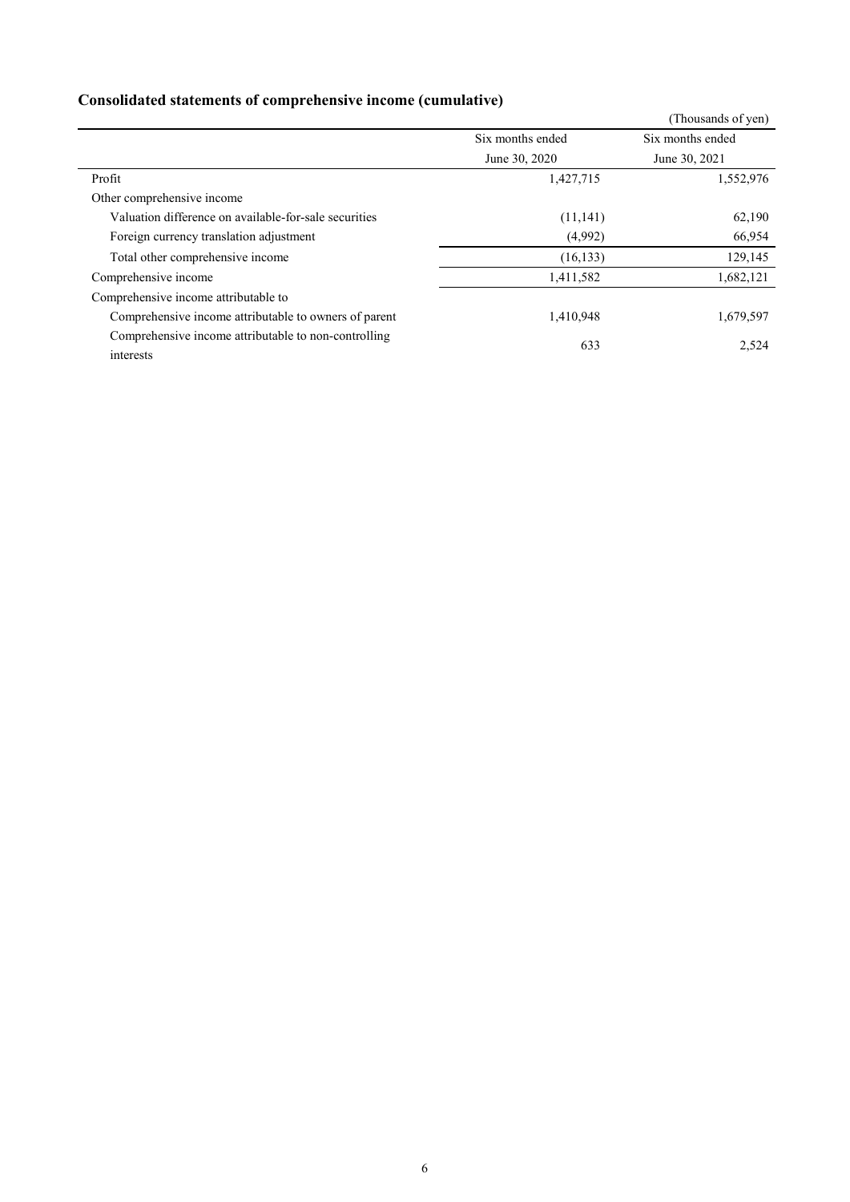## Consolidated statements of comprehensive income (cumulative)

(Thousands of yen)

| | Six months ended June 30, 2020 | Six months ended June 30, 2021 |
|---|---|---|
| Profit | 1,427,715 | 1,552,976 |
| Other comprehensive income | | |
| Valuation difference on available-for-sale securities | (11,141) | 62,190 |
| Foreign currency translation adjustment | (4,992) | 66,954 |
| Total other comprehensive income | (16,133) | 129,145 |
| Comprehensive income | 1,411,582 | 1,682,121 |
| Comprehensive income attributable to | | |
| Comprehensive income attributable to owners of parent | 1,410,948 | 1,679,597 |
| Comprehensive income attributable to non-controlling interests | 633 | 2,524 |